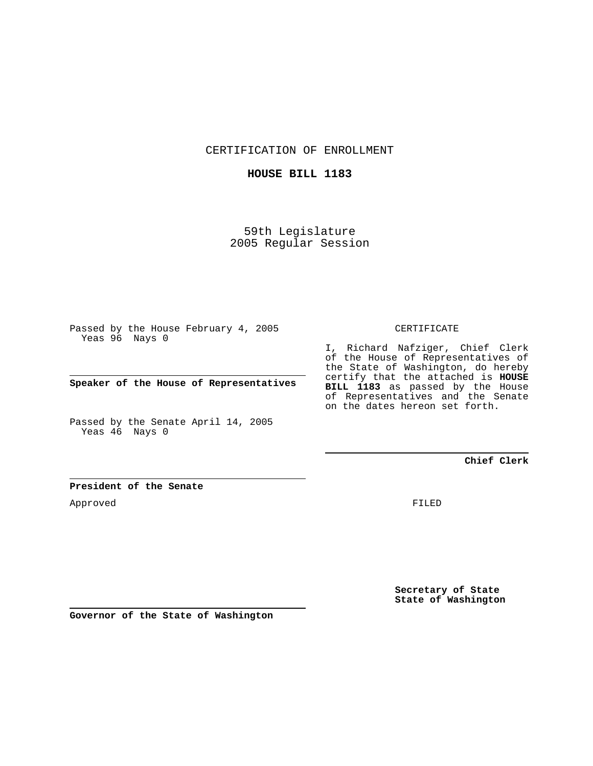CERTIFICATION OF ENROLLMENT

**HOUSE BILL 1183**

59th Legislature
2005 Regular Session

Passed by the House February 4, 2005
Yeas 96 Nays 0

**Speaker of the House of Representatives**

Passed by the Senate April 14, 2005
Yeas 46 Nays 0

**President of the Senate**

Approved

**Governor of the State of Washington**

CERTIFICATE

I, Richard Nafziger, Chief Clerk of the House of Representatives of the State of Washington, do hereby certify that the attached is **HOUSE BILL 1183** as passed by the House of Representatives and the Senate on the dates hereon set forth.

**Chief Clerk**

FILED

**Secretary of State**
**State of Washington**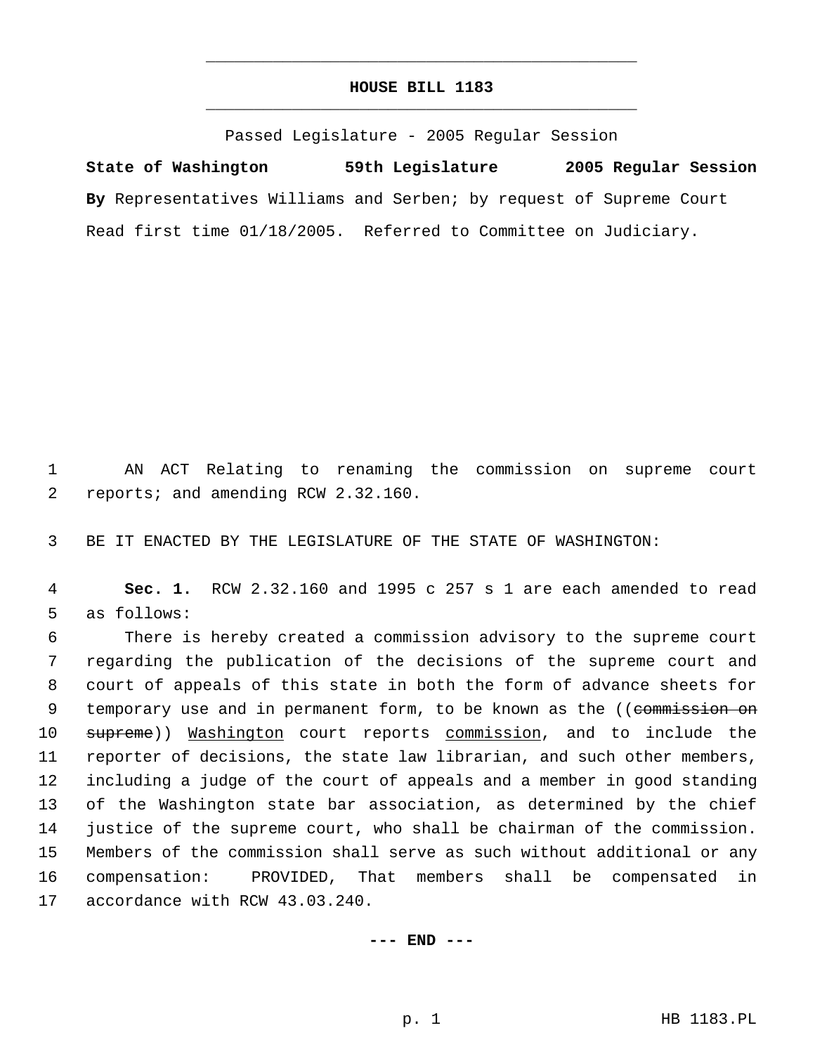# HOUSE BILL 1183

Passed Legislature - 2005 Regular Session

**State of Washington 59th Legislature 2005 Regular Session**

**By** Representatives Williams and Serben; by request of Supreme Court

Read first time 01/18/2005. Referred to Committee on Judiciary.

AN ACT Relating to renaming the commission on supreme court reports; and amending RCW 2.32.160.

BE IT ENACTED BY THE LEGISLATURE OF THE STATE OF WASHINGTON:

**Sec. 1.** RCW 2.32.160 and 1995 c 257 s 1 are each amended to read as follows:

There is hereby created a commission advisory to the supreme court regarding the publication of the decisions of the supreme court and court of appeals of this state in both the form of advance sheets for temporary use and in permanent form, to be known as the ((~~commission on supreme~~)) <u>Washington</u> court reports <u>commission</u>, and to include the reporter of decisions, the state law librarian, and such other members, including a judge of the court of appeals and a member in good standing of the Washington state bar association, as determined by the chief justice of the supreme court, who shall be chairman of the commission. Members of the commission shall serve as such without additional or any compensation: PROVIDED, That members shall be compensated in accordance with RCW 43.03.240.

**--- END ---**